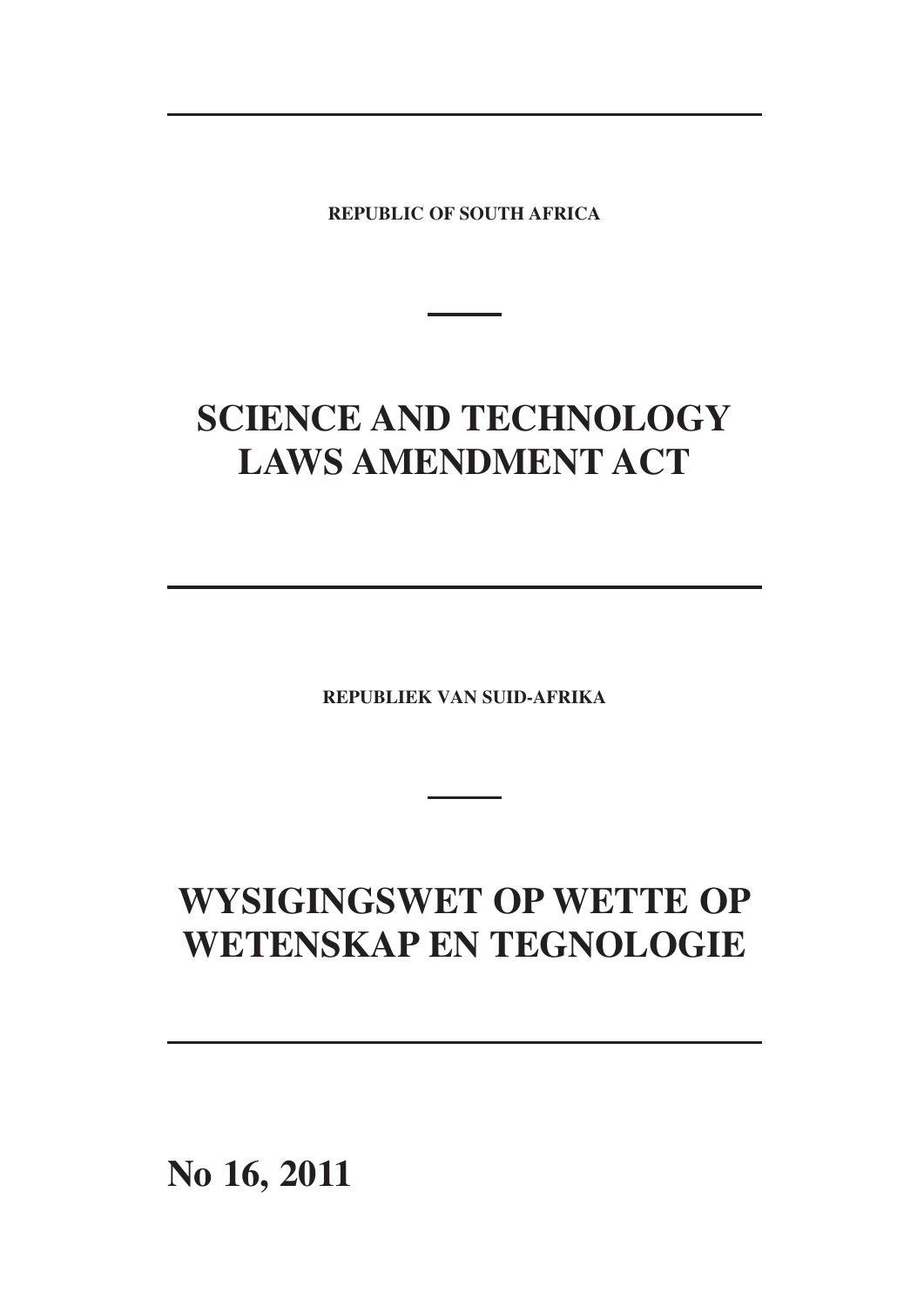**REPUBLIC OF SOUTH AFRICA**

# SCIENCE AND TECHNOLOGY LAWS AMENDMENT ACT

---

**REPUBLIEK VAN SUID-AFRIKA**

# WYSIGINGSWET OP WETTE OP WETENSKAP EN TEGNOLOGIE

---

**No 16, 2011**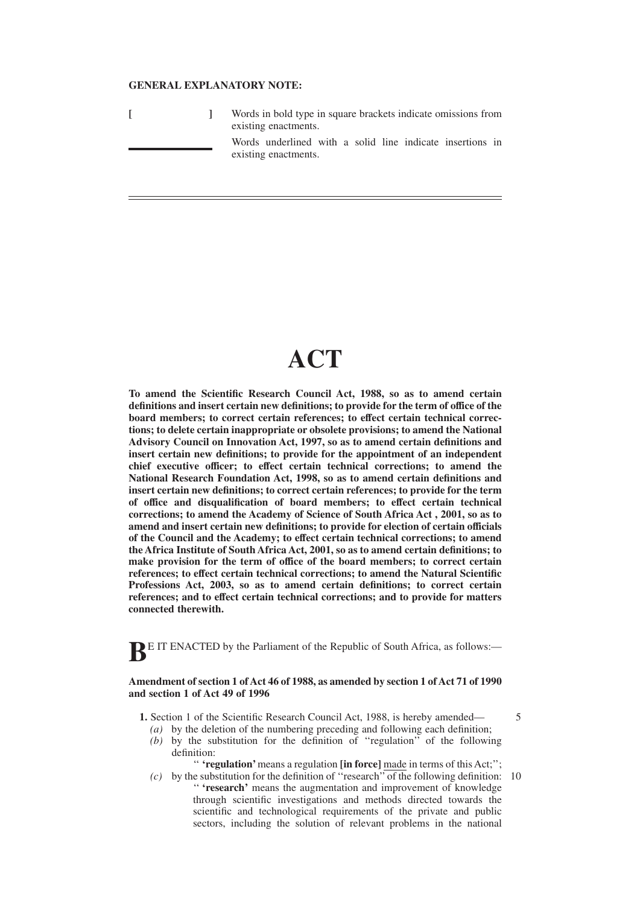**GENERAL EXPLANATORY NOTE:**

| | |
|---|---|
| **[ ]** | Words in bold type in square brackets indicate omissions from existing enactments. |
| ______ | Words underlined with a solid line indicate insertions in existing enactments. |

---

# ACT

**To amend the Scientific Research Council Act, 1988, so as to amend certain definitions and insert certain new definitions; to provide for the term of office of the board members; to correct certain references; to effect certain technical corrections; to delete certain inappropriate or obsolete provisions; to amend the National Advisory Council on Innovation Act, 1997, so as to amend certain definitions and insert certain new definitions; to provide for the appointment of an independent chief executive officer; to effect certain technical corrections; to amend the National Research Foundation Act, 1998, so as to amend certain definitions and insert certain new definitions; to correct certain references; to provide for the term of office and disqualification of board members; to effect certain technical corrections; to amend the Academy of Science of South Africa Act , 2001, so as to amend and insert certain new definitions; to provide for election of certain officials of the Council and the Academy; to effect certain technical corrections; to amend the Africa Institute of South Africa Act, 2001, so as to amend certain definitions; to make provision for the term of office of the board members; to correct certain references; to effect certain technical corrections; to amend the Natural Scientific Professions Act, 2003, so as to amend certain definitions; to correct certain references; and to effect certain technical corrections; and to provide for matters connected therewith.**

**B**E IT ENACTED by the Parliament of the Republic of South Africa, as follows:—

**Amendment of section 1 of Act 46 of 1988, as amended by section 1 of Act 71 of 1990 and section 1 of Act 49 of 1996**

**1.** Section 1 of the Scientific Research Council Act, 1988, is hereby amended—

*(a)* by the deletion of the numbering preceding and following each definition;

*(b)* by the substitution for the definition of ''regulation'' of the following definition:

'' **'regulation'** means a regulation **[in force]** <u>made</u> in terms of this Act;'';

*(c)* by the substitution for the definition of ''research'' of the following definition:

'' **'research'** means the augmentation and improvement of knowledge through scientific investigations and methods directed towards the scientific and technological requirements of the private and public sectors, including the solution of relevant problems in the national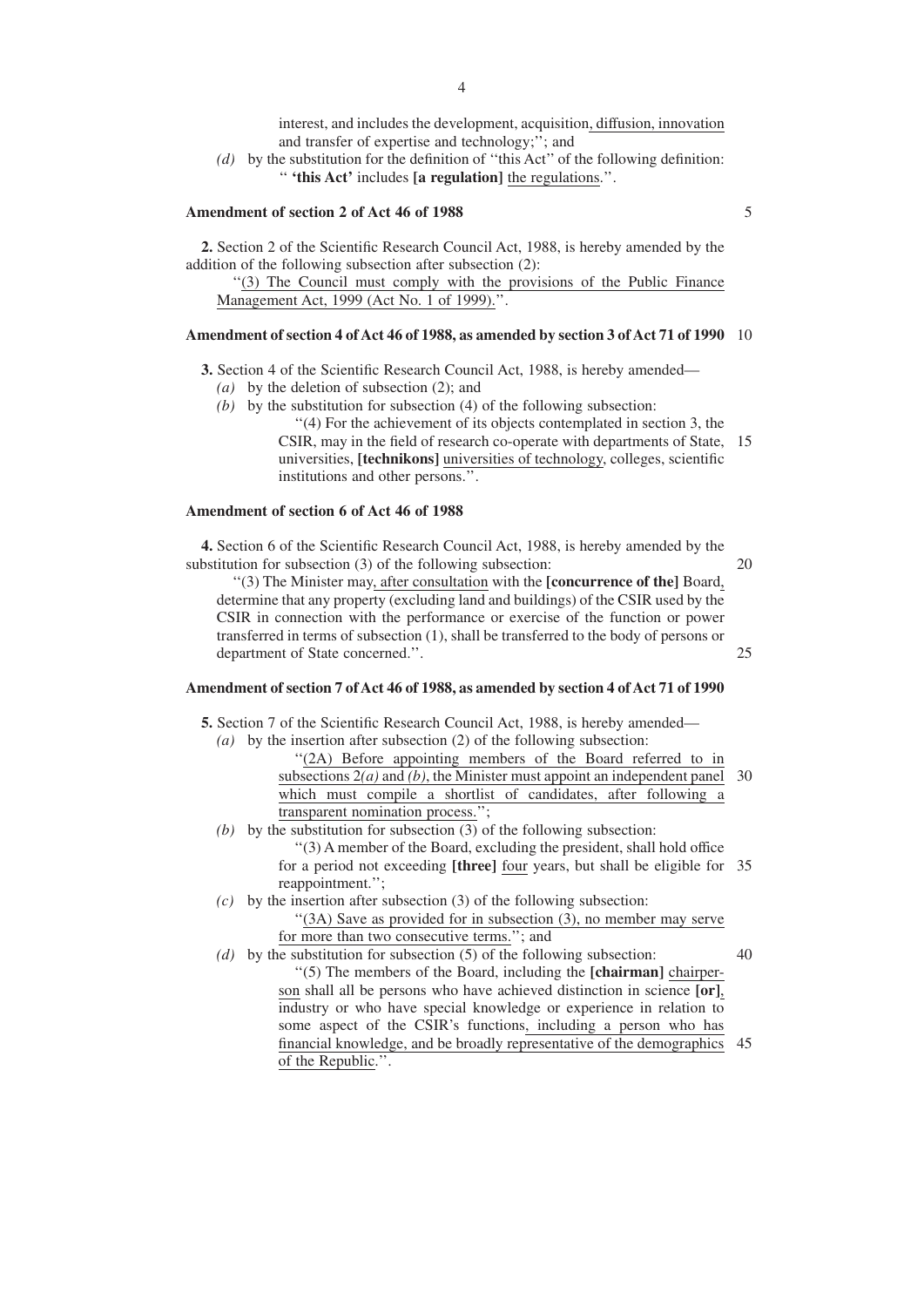interest, and includes the development, acquisition, diffusion, innovation and transfer of expertise and technology;''; and

*(d)* by the substitution for the definition of ''this Act'' of the following definition:

'' **'this Act'** includes **[a regulation]** the regulations.''.

**Amendment of section 2 of Act 46 of 1988**

**2.** Section 2 of the Scientific Research Council Act, 1988, is hereby amended by the addition of the following subsection after subsection (2):

''(3) The Council must comply with the provisions of the Public Finance Management Act, 1999 (Act No. 1 of 1999).''.

**Amendment of section 4 of Act 46 of 1988, as amended by section 3 of Act 71 of 1990**

**3.** Section 4 of the Scientific Research Council Act, 1988, is hereby amended—

*(a)* by the deletion of subsection (2); and

*(b)* by the substitution for subsection (4) of the following subsection:

''(4) For the achievement of its objects contemplated in section 3, the CSIR, may in the field of research co-operate with departments of State, universities, **[technikons]** universities of technology, colleges, scientific institutions and other persons.''.

**Amendment of section 6 of Act 46 of 1988**

**4.** Section 6 of the Scientific Research Council Act, 1988, is hereby amended by the substitution for subsection (3) of the following subsection:

''(3) The Minister may, after consultation with the **[concurrence of the]** Board, determine that any property (excluding land and buildings) of the CSIR used by the CSIR in connection with the performance or exercise of the function or power transferred in terms of subsection (1), shall be transferred to the body of persons or department of State concerned.''.

**Amendment of section 7 of Act 46 of 1988, as amended by section 4 of Act 71 of 1990**

**5.** Section 7 of the Scientific Research Council Act, 1988, is hereby amended—

*(a)* by the insertion after subsection (2) of the following subsection:

''(2A) Before appointing members of the Board referred to in subsections 2*(a)* and *(b)*, the Minister must appoint an independent panel which must compile a shortlist of candidates, after following a transparent nomination process.'';

*(b)* by the substitution for subsection (3) of the following subsection:

''(3) A member of the Board, excluding the president, shall hold office for a period not exceeding **[three]** four years, but shall be eligible for reappointment.'';

*(c)* by the insertion after subsection (3) of the following subsection:

''(3A) Save as provided for in subsection (3), no member may serve for more than two consecutive terms.''; and

*(d)* by the substitution for subsection (5) of the following subsection:

''(5) The members of the Board, including the **[chairman]** chairperson shall all be persons who have achieved distinction in science **[or]**, industry or who have special knowledge or experience in relation to some aspect of the CSIR's functions, including a person who has financial knowledge, and be broadly representative of the demographics of the Republic.''.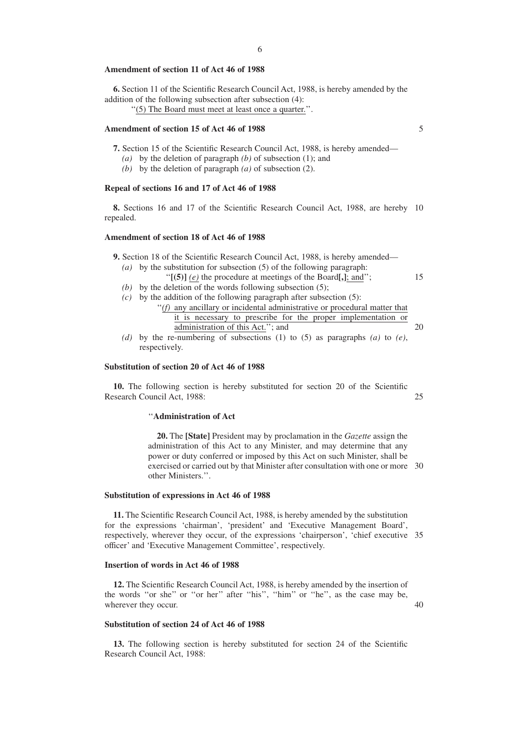**Amendment of section 11 of Act 46 of 1988**

**6.** Section 11 of the Scientific Research Council Act, 1988, is hereby amended by the addition of the following subsection after subsection (4):

''<u>(5) The Board must meet at least once a quarter.</u>''.

**Amendment of section 15 of Act 46 of 1988**

**7.** Section 15 of the Scientific Research Council Act, 1988, is hereby amended—

*(a)* by the deletion of paragraph *(b)* of subsection (1); and

*(b)* by the deletion of paragraph *(a)* of subsection (2).

**Repeal of sections 16 and 17 of Act 46 of 1988**

**8.** Sections 16 and 17 of the Scientific Research Council Act, 1988, are hereby repealed.

**Amendment of section 18 of Act 46 of 1988**

**9.** Section 18 of the Scientific Research Council Act, 1988, is hereby amended—

*(a)* by the substitution for subsection (5) of the following paragraph:

''**[(5)]** <u>*(e)*</u> the procedure at meetings of the Board**[,]**<u>; and</u>'';

*(b)* by the deletion of the words following subsection (5);

*(c)* by the addition of the following paragraph after subsection (5):

''<u>*(f)* any ancillary or incidental administrative or procedural matter that it is necessary to prescribe for the proper implementation or administration of this Act.</u>''; and

*(d)* by the re-numbering of subsections (1) to (5) as paragraphs *(a)* to *(e)*, respectively.

**Substitution of section 20 of Act 46 of 1988**

**10.** The following section is hereby substituted for section 20 of the Scientific Research Council Act, 1988:

''**Administration of Act**

**20.** The **[State]** President may by proclamation in the *Gazette* assign the administration of this Act to any Minister, and may determine that any power or duty conferred or imposed by this Act on such Minister, shall be exercised or carried out by that Minister after consultation with one or more other Ministers.''.

**Substitution of expressions in Act 46 of 1988**

**11.** The Scientific Research Council Act, 1988, is hereby amended by the substitution for the expressions 'chairman', 'president' and 'Executive Management Board', respectively, wherever they occur, of the expressions 'chairperson', 'chief executive officer' and 'Executive Management Committee', respectively.

**Insertion of words in Act 46 of 1988**

**12.** The Scientific Research Council Act, 1988, is hereby amended by the insertion of the words ''or she'' or ''or her'' after ''his'', ''him'' or ''he'', as the case may be, wherever they occur.

**Substitution of section 24 of Act 46 of 1988**

**13.** The following section is hereby substituted for section 24 of the Scientific Research Council Act, 1988: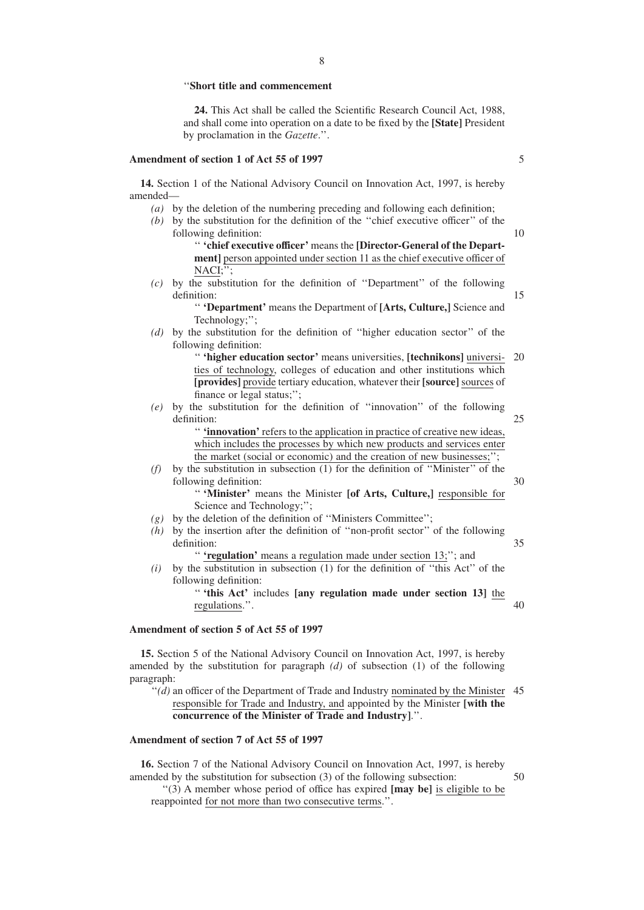"**Short title and commencement**

**24.** This Act shall be called the Scientific Research Council Act, 1988, and shall come into operation on a date to be fixed by the **[State]** President by proclamation in the *Gazette*.".

**Amendment of section 1 of Act 55 of 1997**

**14.** Section 1 of the National Advisory Council on Innovation Act, 1997, is hereby amended—

*(a)* by the deletion of the numbering preceding and following each definition;

*(b)* by the substitution for the definition of the "chief executive officer" of the following definition:

" **'chief executive officer'** means the **[Director-General of the Department]** <u>person appointed under section 11 as the chief executive officer of NACI</u>;";

*(c)* by the substitution for the definition of "Department" of the following definition:

" **'Department'** means the Department of **[Arts, Culture,]** Science and Technology;";

*(d)* by the substitution for the definition of "higher education sector" of the following definition:

" **'higher education sector'** means universities, **[technikons]** <u>universities of technology</u>, colleges of education and other institutions which **[provides]** <u>provide</u> tertiary education, whatever their **[source]** <u>sources</u> of finance or legal status;";

*(e)* by the substitution for the definition of "innovation" of the following definition:

" **'innovation'** <u>refers to the application in practice of creative new ideas, which includes the processes by which new products and services enter the market (social or economic) and the creation of new businesses;</u>";

*(f)* by the substitution in subsection (1) for the definition of "Minister" of the following definition:

" **'Minister'** means the Minister **[of Arts, Culture,]** <u>responsible for</u> Science and Technology;";

*(g)* by the deletion of the definition of "Ministers Committee";

*(h)* by the insertion after the definition of "non-profit sector" of the following definition:

" <u>**'regulation'** means a regulation made under section 13;</u>"; and

*(i)* by the substitution in subsection (1) for the definition of "this Act" of the following definition:

" **'this Act'** includes **[any regulation made under section 13]** <u>the regulations</u>.".

**Amendment of section 5 of Act 55 of 1997**

**15.** Section 5 of the National Advisory Council on Innovation Act, 1997, is hereby amended by the substitution for paragraph *(d)* of subsection (1) of the following paragraph:

"*(d)* an officer of the Department of Trade and Industry <u>nominated by the Minister responsible for Trade and Industry, and</u> appointed by the Minister **[with the concurrence of the Minister of Trade and Industry]**.".

**Amendment of section 7 of Act 55 of 1997**

**16.** Section 7 of the National Advisory Council on Innovation Act, 1997, is hereby amended by the substitution for subsection (3) of the following subsection:

"(3) A member whose period of office has expired **[may be]** <u>is eligible to be</u> reappointed <u>for not more than two consecutive terms</u>.".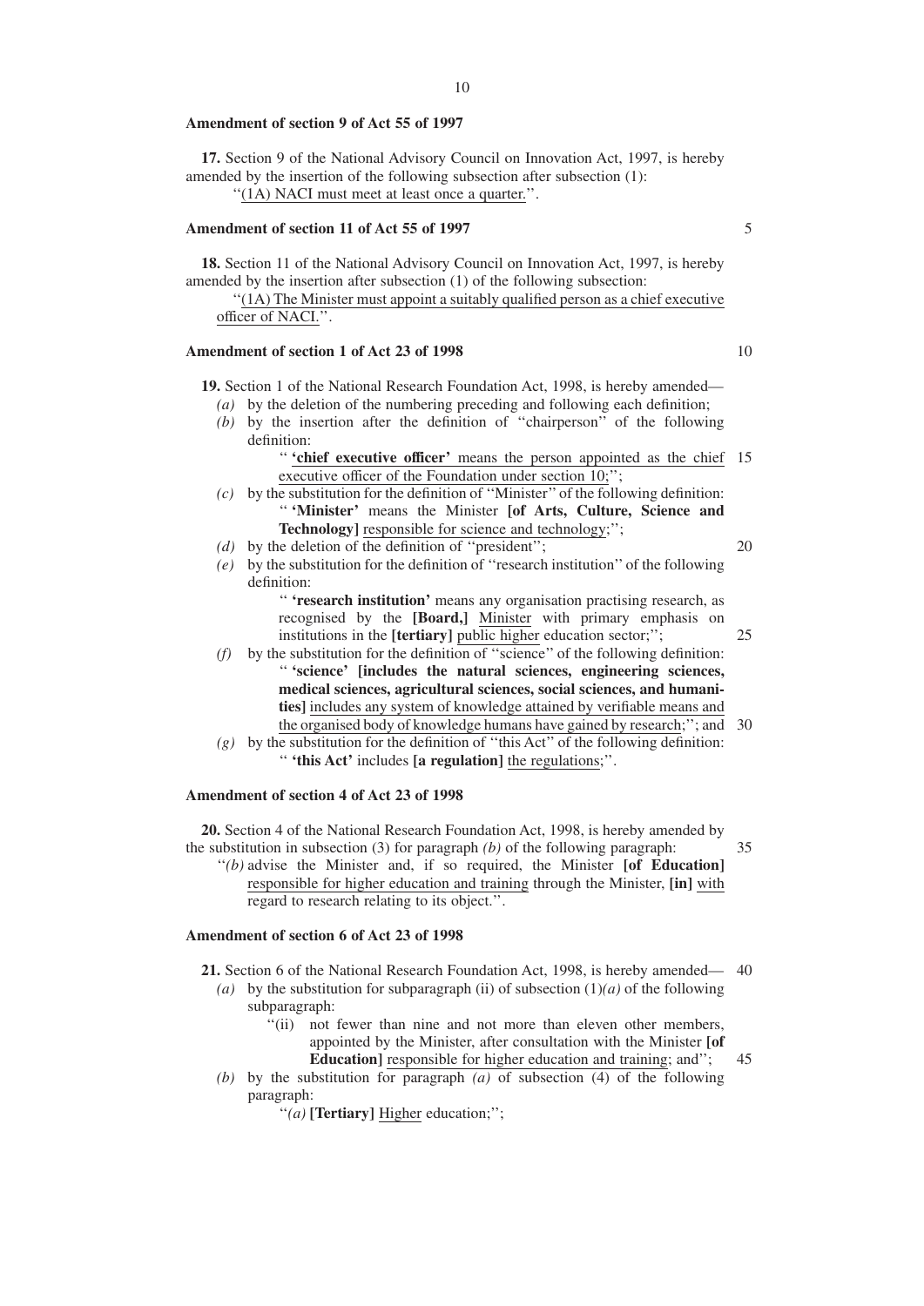**Amendment of section 9 of Act 55 of 1997**

**17.** Section 9 of the National Advisory Council on Innovation Act, 1997, is hereby amended by the insertion of the following subsection after subsection (1):

''(1A) NACI must meet at least once a quarter.''.

**Amendment of section 11 of Act 55 of 1997**

**18.** Section 11 of the National Advisory Council on Innovation Act, 1997, is hereby amended by the insertion after subsection (1) of the following subsection:

''(1A) The Minister must appoint a suitably qualified person as a chief executive officer of NACI.''.

**Amendment of section 1 of Act 23 of 1998**

**19.** Section 1 of the National Research Foundation Act, 1998, is hereby amended—

*(a)* by the deletion of the numbering preceding and following each definition;

*(b)* by the insertion after the definition of ''chairperson'' of the following definition:

'' **'chief executive officer'** means the person appointed as the chief executive officer of the Foundation under section 10;'';

*(c)* by the substitution for the definition of ''Minister'' of the following definition:

'' **'Minister'** means the Minister **[of Arts, Culture, Science and Technology]** responsible for science and technology;'';

*(d)* by the deletion of the definition of ''president'';

*(e)* by the substitution for the definition of ''research institution'' of the following definition:

'' **'research institution'** means any organisation practising research, as recognised by the **[Board,]** Minister with primary emphasis on institutions in the **[tertiary]** public higher education sector;'';

*(f)* by the substitution for the definition of ''science'' of the following definition:

'' **'science' [includes the natural sciences, engineering sciences, medical sciences, agricultural sciences, social sciences, and humanities]** includes any system of knowledge attained by verifiable means and the organised body of knowledge humans have gained by research;''; and

*(g)* by the substitution for the definition of ''this Act'' of the following definition:

'' **'this Act'** includes **[a regulation]** the regulations;''.

**Amendment of section 4 of Act 23 of 1998**

**20.** Section 4 of the National Research Foundation Act, 1998, is hereby amended by the substitution in subsection (3) for paragraph *(b)* of the following paragraph:

''*(b)* advise the Minister and, if so required, the Minister **[of Education]** responsible for higher education and training through the Minister, **[in]** with regard to research relating to its object.''.

**Amendment of section 6 of Act 23 of 1998**

**21.** Section 6 of the National Research Foundation Act, 1998, is hereby amended—

*(a)* by the substitution for subparagraph (ii) of subsection (1)*(a)* of the following subparagraph:

''(ii) not fewer than nine and not more than eleven other members, appointed by the Minister, after consultation with the Minister **[of Education]** responsible for higher education and training; and'';

*(b)* by the substitution for paragraph *(a)* of subsection (4) of the following paragraph:

''*(a)* **[Tertiary]** Higher education;'';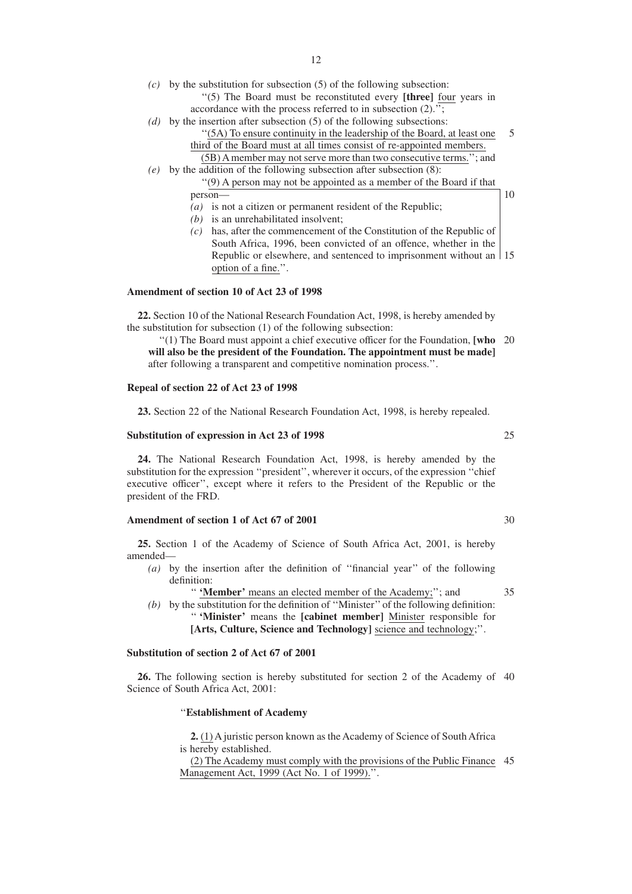*(c)* by the substitution for subsection (5) of the following subsection:

"(5) The Board must be reconstituted every **[three]** <u>four</u> years in accordance with the process referred to in subsection (2).";

*(d)* by the insertion after subsection (5) of the following subsections:

"<u>(5A) To ensure continuity in the leadership of the Board, at least one third of the Board must at all times consist of re-appointed members.</u>

<u>(5B) A member may not serve more than two consecutive terms.</u>"; and

*(e)* by the addition of the following subsection after subsection (8):

"<u>(9) A person may not be appointed as a member of the Board if that person—</u>

<u>*(a)* is not a citizen or permanent resident of the Republic;</u>

<u>*(b)* is an unrehabilitated insolvent;</u>

<u>*(c)* has, after the commencement of the Constitution of the Republic of South Africa, 1996, been convicted of an offence, whether in the Republic or elsewhere, and sentenced to imprisonment without an option of a fine.</u>".

**Amendment of section 10 of Act 23 of 1998**

**22.** Section 10 of the National Research Foundation Act, 1998, is hereby amended by the substitution for subsection (1) of the following subsection:

"(1) The Board must appoint a chief executive officer for the Foundation, **[who will also be the president of the Foundation. The appointment must be made]** after following a transparent and competitive nomination process.".

**Repeal of section 22 of Act 23 of 1998**

**23.** Section 22 of the National Research Foundation Act, 1998, is hereby repealed.

**Substitution of expression in Act 23 of 1998**

**24.** The National Research Foundation Act, 1998, is hereby amended by the substitution for the expression "president", wherever it occurs, of the expression "chief executive officer", except where it refers to the President of the Republic or the president of the FRD.

**Amendment of section 1 of Act 67 of 2001**

**25.** Section 1 of the Academy of Science of South Africa Act, 2001, is hereby amended—

*(a)* by the insertion after the definition of "financial year" of the following definition:

"<u>**'Member'** means an elected member of the Academy;</u>"; and

*(b)* by the substitution for the definition of "Minister" of the following definition:

"**'Minister'** means the **[cabinet member]** <u>Minister</u> responsible for **[Arts, Culture, Science and Technology]** <u>science and technology</u>;".

**Substitution of section 2 of Act 67 of 2001**

**26.** The following section is hereby substituted for section 2 of the Academy of Science of South Africa Act, 2001:

"**Establishment of Academy**

**2.** <u>(1)</u> A juristic person known as the Academy of Science of South Africa is hereby established.

<u>(2) The Academy must comply with the provisions of the Public Finance Management Act, 1999 (Act No. 1 of 1999).</u>".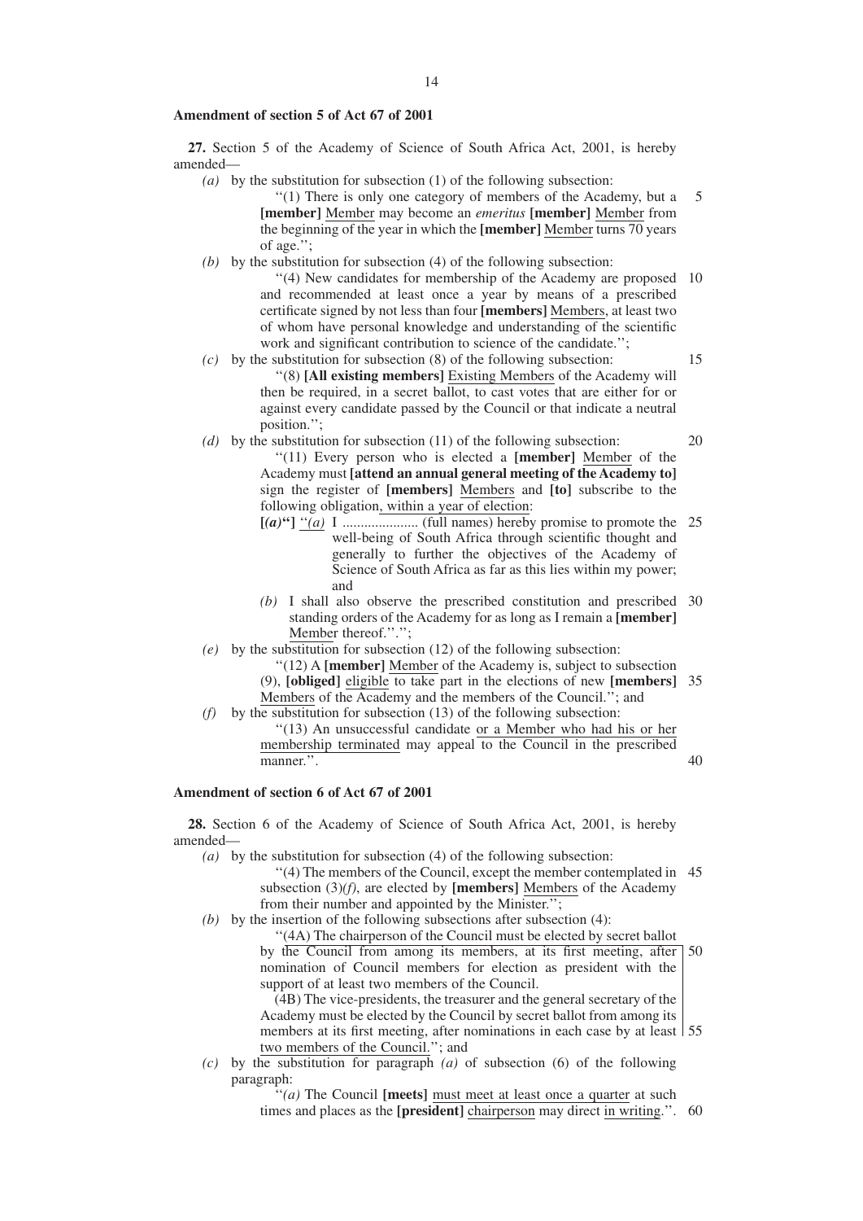### Amendment of section 5 of Act 67 of 2001

**27.** Section 5 of the Academy of Science of South Africa Act, 2001, is hereby amended—

*(a)* by the substitution for subsection (1) of the following subsection:

''(1) There is only one category of members of the Academy, but a **[member]** Member may become an *emeritus* **[member]** Member from the beginning of the year in which the **[member]** Member turns 70 years of age.'';

*(b)* by the substitution for subsection (4) of the following subsection:

''(4) New candidates for membership of the Academy are proposed and recommended at least once a year by means of a prescribed certificate signed by not less than four **[members]** Members, at least two of whom have personal knowledge and understanding of the scientific work and significant contribution to science of the candidate.'';

*(c)* by the substitution for subsection (8) of the following subsection:

''(8) **[All existing members]** Existing Members of the Academy will then be required, in a secret ballot, to cast votes that are either for or against every candidate passed by the Council or that indicate a neutral position.'';

*(d)* by the substitution for subsection (11) of the following subsection:

''(11) Every person who is elected a **[member]** Member of the Academy must **[attend an annual general meeting of the Academy to]** sign the register of **[members]** Members and **[to]** subscribe to the following obligation, within a year of election:

**[*(a)*'']** ''*(a)* I ..................... (full names) hereby promise to promote the well-being of South Africa through scientific thought and generally to further the objectives of the Academy of Science of South Africa as far as this lies within my power; and

*(b)* I shall also observe the prescribed constitution and prescribed standing orders of the Academy for as long as I remain a **[member]** Member thereof.''.'';

*(e)* by the substitution for subsection (12) of the following subsection:

''(12) A **[member]** Member of the Academy is, subject to subsection (9), **[obliged]** eligible to take part in the elections of new **[members]** Members of the Academy and the members of the Council.''; and

*(f)* by the substitution for subsection (13) of the following subsection:

''(13) An unsuccessful candidate or a Member who had his or her membership terminated may appeal to the Council in the prescribed manner.''.

### Amendment of section 6 of Act 67 of 2001

**28.** Section 6 of the Academy of Science of South Africa Act, 2001, is hereby amended—

*(a)* by the substitution for subsection (4) of the following subsection:

''(4) The members of the Council, except the member contemplated in subsection (3)*(f)*, are elected by **[members]** Members of the Academy from their number and appointed by the Minister.'';

*(b)* by the insertion of the following subsections after subsection (4):

''(4A) The chairperson of the Council must be elected by secret ballot by the Council from among its members, at its first meeting, after nomination of Council members for election as president with the support of at least two members of the Council.

(4B) The vice-presidents, the treasurer and the general secretary of the Academy must be elected by the Council by secret ballot from among its members at its first meeting, after nominations in each case by at least two members of the Council.''; and

*(c)* by the substitution for paragraph *(a)* of subsection (6) of the following paragraph:

''*(a)* The Council **[meets]** must meet at least once a quarter at such times and places as the **[president]** chairperson may direct in writing.''.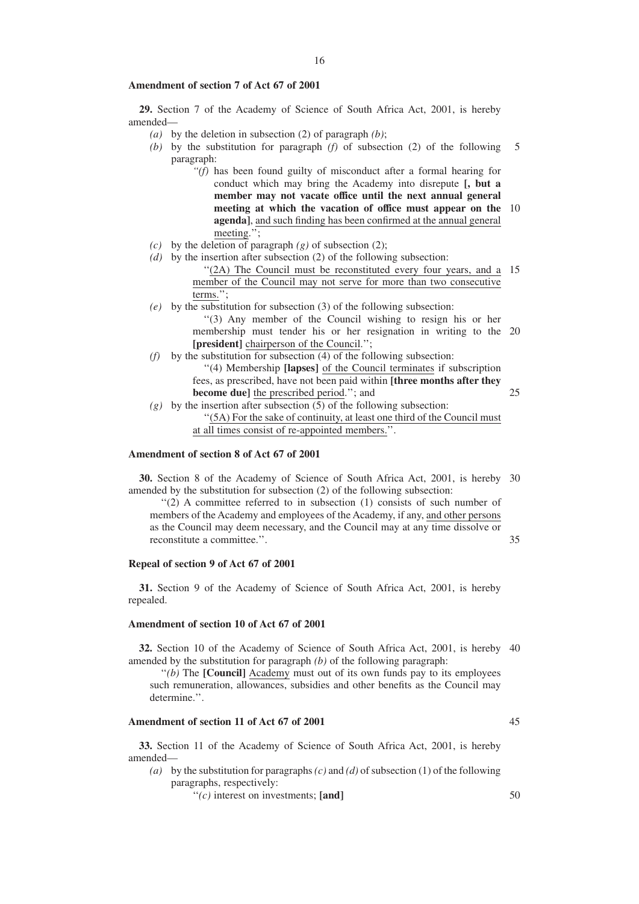**Amendment of section 7 of Act 67 of 2001**

**29.** Section 7 of the Academy of Science of South Africa Act, 2001, is hereby amended—

*(a)* by the deletion in subsection (2) of paragraph *(b)*;

*(b)* by the substitution for paragraph *(f)* of subsection (2) of the following paragraph:

> ''*(f)* has been found guilty of misconduct after a formal hearing for conduct which may bring the Academy into disrepute **[, but a member may not vacate office until the next annual general meeting at which the vacation of office must appear on the agenda]**, <u>and such finding has been confirmed at the annual general meeting</u>.'';

*(c)* by the deletion of paragraph *(g)* of subsection (2);

*(d)* by the insertion after subsection (2) of the following subsection:

> ''<u>(2A) The Council must be reconstituted every four years, and a member of the Council may not serve for more than two consecutive terms.</u>'';

*(e)* by the substitution for subsection (3) of the following subsection:

> ''(3) Any member of the Council wishing to resign his or her membership must tender his or her resignation in writing to the **[president]** <u>chairperson of the Council</u>.'';

*(f)* by the substitution for subsection (4) of the following subsection:

> ''(4) Membership **[lapses]** <u>of the Council terminates</u> if subscription fees, as prescribed, have not been paid within **[three months after they become due]** <u>the prescribed period</u>.''; and

*(g)* by the insertion after subsection (5) of the following subsection:

> ''<u>(5A) For the sake of continuity, at least one third of the Council must at all times consist of re-appointed members.</u>''.

**Amendment of section 8 of Act 67 of 2001**

**30.** Section 8 of the Academy of Science of South Africa Act, 2001, is hereby amended by the substitution for subsection (2) of the following subsection:

> ''(2) A committee referred to in subsection (1) consists of such number of members of the Academy and employees of the Academy, if any, <u>and other persons</u> as the Council may deem necessary, and the Council may at any time dissolve or reconstitute a committee.''.

**Repeal of section 9 of Act 67 of 2001**

**31.** Section 9 of the Academy of Science of South Africa Act, 2001, is hereby repealed.

**Amendment of section 10 of Act 67 of 2001**

**32.** Section 10 of the Academy of Science of South Africa Act, 2001, is hereby amended by the substitution for paragraph *(b)* of the following paragraph:

> ''*(b)* The **[Council]** <u>Academy</u> must out of its own funds pay to its employees such remuneration, allowances, subsidies and other benefits as the Council may determine.''.

**Amendment of section 11 of Act 67 of 2001**

**33.** Section 11 of the Academy of Science of South Africa Act, 2001, is hereby amended—

*(a)* by the substitution for paragraphs *(c)* and *(d)* of subsection (1) of the following paragraphs, respectively:

> ''*(c)* interest on investments; **[and]**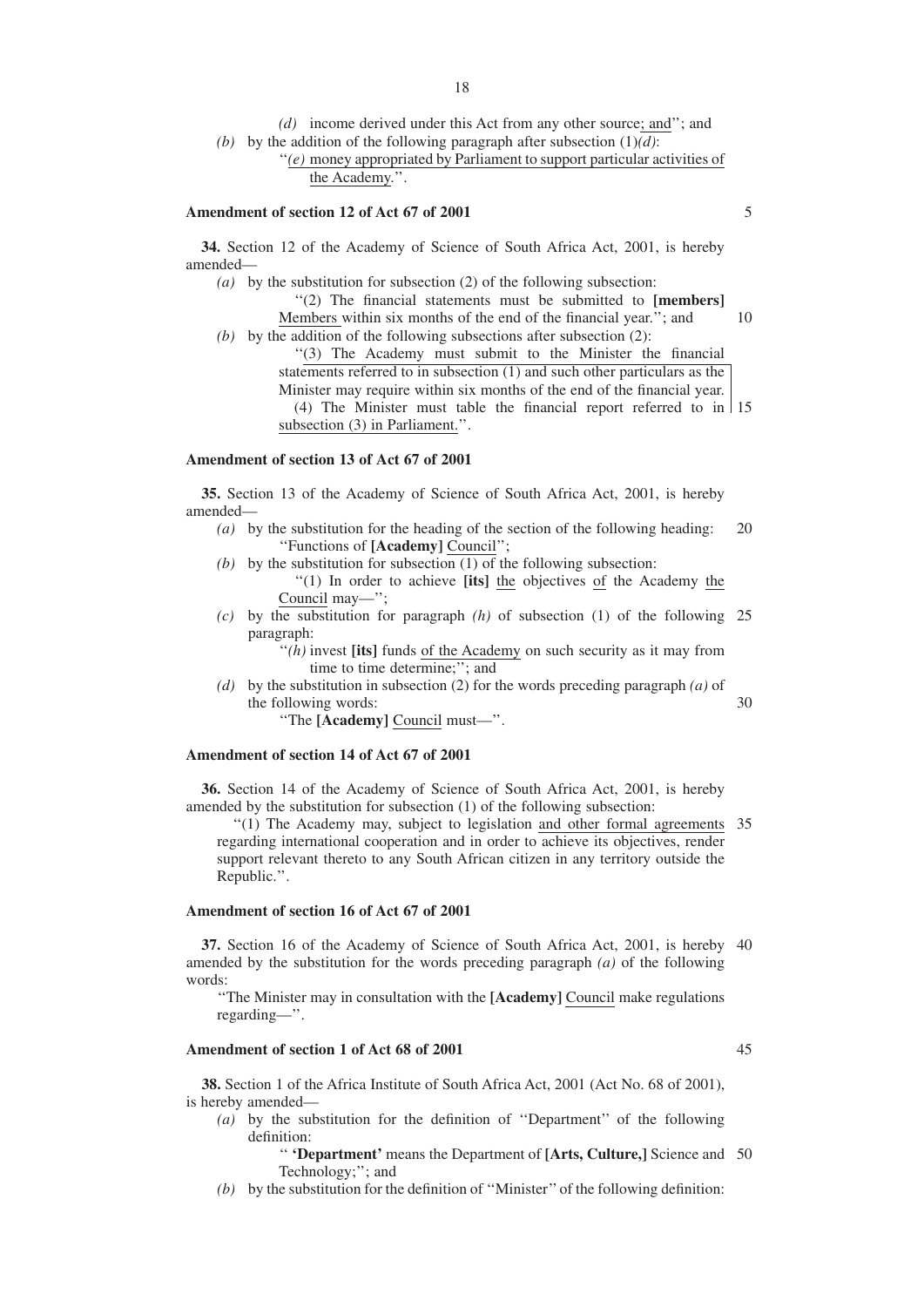*(d)* income derived under this Act from any other source; and''; and

*(b)* by the addition of the following paragraph after subsection (1)*(d)*:

''*(e)* money appropriated by Parliament to support particular activities of the Academy.''.

**Amendment of section 12 of Act 67 of 2001**

**34.** Section 12 of the Academy of Science of South Africa Act, 2001, is hereby amended—

*(a)* by the substitution for subsection (2) of the following subsection:

''(2) The financial statements must be submitted to **[members]** Members within six months of the end of the financial year.''; and

*(b)* by the addition of the following subsections after subsection (2):

''(3) The Academy must submit to the Minister the financial statements referred to in subsection (1) and such other particulars as the Minister may require within six months of the end of the financial year.

(4) The Minister must table the financial report referred to in subsection (3) in Parliament.''.

**Amendment of section 13 of Act 67 of 2001**

**35.** Section 13 of the Academy of Science of South Africa Act, 2001, is hereby amended—

*(a)* by the substitution for the heading of the section of the following heading:

''Functions of **[Academy]** Council'';

*(b)* by the substitution for subsection (1) of the following subsection:

''(1) In order to achieve **[its]** the objectives of the Academy the Council may—'';

*(c)* by the substitution for paragraph *(h)* of subsection (1) of the following paragraph:

''*(h)* invest **[its]** funds of the Academy on such security as it may from time to time determine;''; and

*(d)* by the substitution in subsection (2) for the words preceding paragraph *(a)* of the following words:

''The **[Academy]** Council must—''.

**Amendment of section 14 of Act 67 of 2001**

**36.** Section 14 of the Academy of Science of South Africa Act, 2001, is hereby amended by the substitution for subsection (1) of the following subsection:

''(1) The Academy may, subject to legislation and other formal agreements regarding international cooperation and in order to achieve its objectives, render support relevant thereto to any South African citizen in any territory outside the Republic.''.

**Amendment of section 16 of Act 67 of 2001**

**37.** Section 16 of the Academy of Science of South Africa Act, 2001, is hereby amended by the substitution for the words preceding paragraph *(a)* of the following words:

''The Minister may in consultation with the **[Academy]** Council make regulations regarding—''.

**Amendment of section 1 of Act 68 of 2001**

**38.** Section 1 of the Africa Institute of South Africa Act, 2001 (Act No. 68 of 2001), is hereby amended—

*(a)* by the substitution for the definition of ''Department'' of the following definition:

'' **'Department'** means the Department of **[Arts, Culture,]** Science and Technology;''; and

*(b)* by the substitution for the definition of ''Minister'' of the following definition: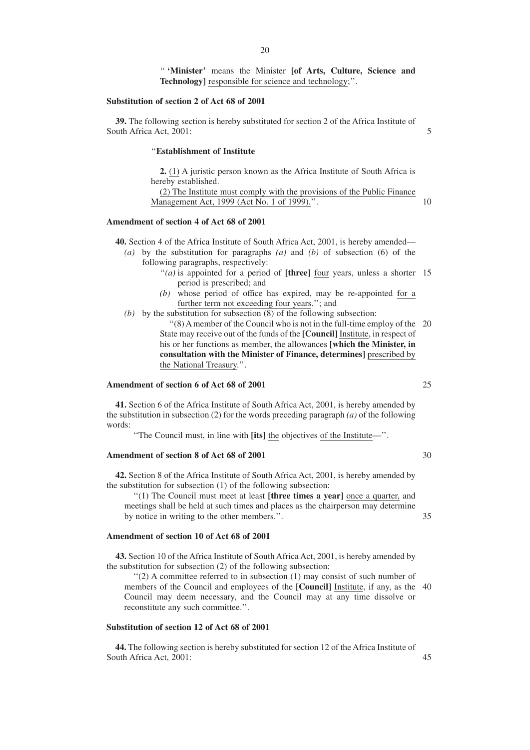"'**Minister**' means the Minister **[of Arts, Culture, Science and Technology]** <u>responsible for science and technology</u>;".

**Substitution of section 2 of Act 68 of 2001**

**39.** The following section is hereby substituted for section 2 of the Africa Institute of South Africa Act, 2001:

"**Establishment of Institute**

**2.** <u>(1)</u> A juristic person known as the Africa Institute of South Africa is hereby established.

<u>(2) The Institute must comply with the provisions of the Public Finance Management Act, 1999 (Act No. 1 of 1999).</u>".

**Amendment of section 4 of Act 68 of 2001**

**40.** Section 4 of the Africa Institute of South Africa Act, 2001, is hereby amended—

*(a)* by the substitution for paragraphs *(a)* and *(b)* of subsection (6) of the following paragraphs, respectively:

"*(a)* is appointed for a period of **[three]** <u>four</u> years, unless a shorter period is prescribed; and

*(b)* whose period of office has expired, may be re-appointed <u>for a further term not exceeding four years</u>."; and

*(b)* by the substitution for subsection (8) of the following subsection:

"(8) A member of the Council who is not in the full-time employ of the State may receive out of the funds of the **[Council]** <u>Institute</u>, in respect of his or her functions as member, the allowances **[which the Minister, in consultation with the Minister of Finance, determines]** <u>prescribed by the National Treasury</u>.".

**Amendment of section 6 of Act 68 of 2001**

**41.** Section 6 of the Africa Institute of South Africa Act, 2001, is hereby amended by the substitution in subsection (2) for the words preceding paragraph *(a)* of the following words:

"The Council must, in line with **[its]** <u>the</u> objectives <u>of the Institute</u>—".

**Amendment of section 8 of Act 68 of 2001**

**42.** Section 8 of the Africa Institute of South Africa Act, 2001, is hereby amended by the substitution for subsection (1) of the following subsection:

"(1) The Council must meet at least **[three times a year]** <u>once a quarter,</u> and meetings shall be held at such times and places as the chairperson may determine by notice in writing to the other members.".

**Amendment of section 10 of Act 68 of 2001**

**43.** Section 10 of the Africa Institute of South Africa Act, 2001, is hereby amended by the substitution for subsection (2) of the following subsection:

"(2) A committee referred to in subsection (1) may consist of such number of members of the Council and employees of the **[Council]** <u>Institute</u>, if any, as the Council may deem necessary, and the Council may at any time dissolve or reconstitute any such committee.".

**Substitution of section 12 of Act 68 of 2001**

**44.** The following section is hereby substituted for section 12 of the Africa Institute of South Africa Act, 2001: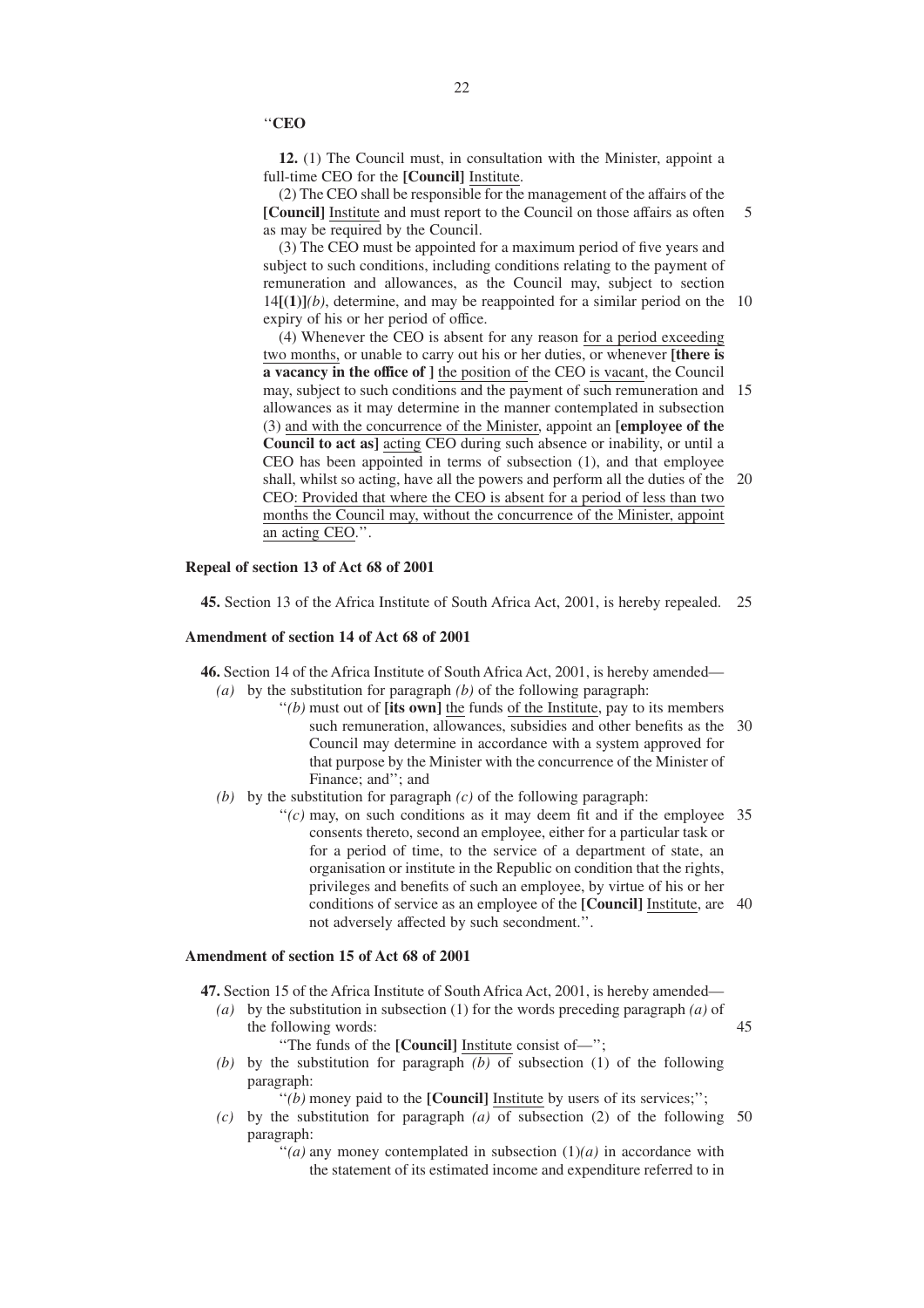"**CEO**

**12.** (1) The Council must, in consultation with the Minister, appoint a full-time CEO for the **[Council]** Institute.

(2) The CEO shall be responsible for the management of the affairs of the **[Council]** Institute and must report to the Council on those affairs as often as may be required by the Council.

(3) The CEO must be appointed for a maximum period of five years and subject to such conditions, including conditions relating to the payment of remuneration and allowances, as the Council may, subject to section 14**[(1)]***(b)*, determine, and may be reappointed for a similar period on the expiry of his or her period of office.

(4) Whenever the CEO is absent for any reason for a period exceeding two months, or unable to carry out his or her duties, or whenever **[there is a vacancy in the office of ]** the position of the CEO is vacant, the Council may, subject to such conditions and the payment of such remuneration and allowances as it may determine in the manner contemplated in subsection (3) and with the concurrence of the Minister, appoint an **[employee of the Council to act as]** acting CEO during such absence or inability, or until a CEO has been appointed in terms of subsection (1), and that employee shall, whilst so acting, have all the powers and perform all the duties of the CEO: Provided that where the CEO is absent for a period of less than two months the Council may, without the concurrence of the Minister, appoint an acting CEO.".

**Repeal of section 13 of Act 68 of 2001**

**45.** Section 13 of the Africa Institute of South Africa Act, 2001, is hereby repealed.

**Amendment of section 14 of Act 68 of 2001**

**46.** Section 14 of the Africa Institute of South Africa Act, 2001, is hereby amended—

*(a)* by the substitution for paragraph *(b)* of the following paragraph:

"*(b)* must out of **[its own]** the funds of the Institute, pay to its members such remuneration, allowances, subsidies and other benefits as the Council may determine in accordance with a system approved for that purpose by the Minister with the concurrence of the Minister of Finance; and"; and

*(b)* by the substitution for paragraph *(c)* of the following paragraph:

"*(c)* may, on such conditions as it may deem fit and if the employee consents thereto, second an employee, either for a particular task or for a period of time, to the service of a department of state, an organisation or institute in the Republic on condition that the rights, privileges and benefits of such an employee, by virtue of his or her conditions of service as an employee of the **[Council]** Institute, are not adversely affected by such secondment.".

**Amendment of section 15 of Act 68 of 2001**

**47.** Section 15 of the Africa Institute of South Africa Act, 2001, is hereby amended—

*(a)* by the substitution in subsection (1) for the words preceding paragraph *(a)* of the following words:

"The funds of the **[Council]** Institute consist of—";

*(b)* by the substitution for paragraph *(b)* of subsection (1) of the following paragraph:

"*(b)* money paid to the **[Council]** Institute by users of its services;";

*(c)* by the substitution for paragraph *(a)* of subsection (2) of the following paragraph:

"*(a)* any money contemplated in subsection (1)*(a)* in accordance with the statement of its estimated income and expenditure referred to in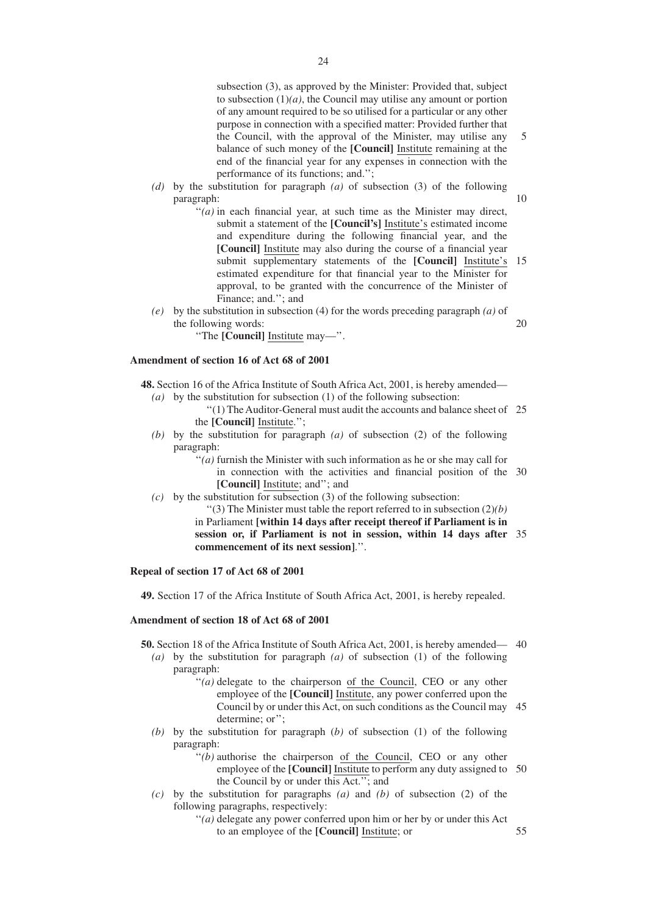subsection (3), as approved by the Minister: Provided that, subject to subsection (1)*(a)*, the Council may utilise any amount or portion of any amount required to be so utilised for a particular or any other purpose in connection with a specified matter: Provided further that the Council, with the approval of the Minister, may utilise any balance of such money of the **[Council]** Institute remaining at the end of the financial year for any expenses in connection with the performance of its functions; and.'';

*(d)* by the substitution for paragraph *(a)* of subsection (3) of the following paragraph:

''*(a)* in each financial year, at such time as the Minister may direct, submit a statement of the **[Council's]** Institute's estimated income and expenditure during the following financial year, and the **[Council]** Institute may also during the course of a financial year submit supplementary statements of the **[Council]** Institute's estimated expenditure for that financial year to the Minister for approval, to be granted with the concurrence of the Minister of Finance; and.''; and

*(e)* by the substitution in subsection (4) for the words preceding paragraph *(a)* of the following words:

''The **[Council]** Institute may—''.

**Amendment of section 16 of Act 68 of 2001**

**48.** Section 16 of the Africa Institute of South Africa Act, 2001, is hereby amended—

*(a)* by the substitution for subsection (1) of the following subsection:

''(1) The Auditor-General must audit the accounts and balance sheet of the **[Council]** Institute.'';

*(b)* by the substitution for paragraph *(a)* of subsection (2) of the following paragraph:

''*(a)* furnish the Minister with such information as he or she may call for in connection with the activities and financial position of the **[Council]** Institute; and''; and

*(c)* by the substitution for subsection (3) of the following subsection:

''(3) The Minister must table the report referred to in subsection (2)*(b)* in Parliament **[within 14 days after receipt thereof if Parliament is in session or, if Parliament is not in session, within 14 days after commencement of its next session]**.''.

**Repeal of section 17 of Act 68 of 2001**

**49.** Section 17 of the Africa Institute of South Africa Act, 2001, is hereby repealed.

**Amendment of section 18 of Act 68 of 2001**

**50.** Section 18 of the Africa Institute of South Africa Act, 2001, is hereby amended—

*(a)* by the substitution for paragraph *(a)* of subsection (1) of the following paragraph:

''*(a)* delegate to the chairperson of the Council, CEO or any other employee of the **[Council]** Institute, any power conferred upon the Council by or under this Act, on such conditions as the Council may determine; or'';

*(b)* by the substitution for paragraph (*b*) of subsection (1) of the following paragraph:

''*(b)* authorise the chairperson of the Council, CEO or any other employee of the **[Council]** Institute to perform any duty assigned to the Council by or under this Act.''; and

*(c)* by the substitution for paragraphs *(a)* and *(b)* of subsection (2) of the following paragraphs, respectively:

''*(a)* delegate any power conferred upon him or her by or under this Act to an employee of the **[Council]** Institute; or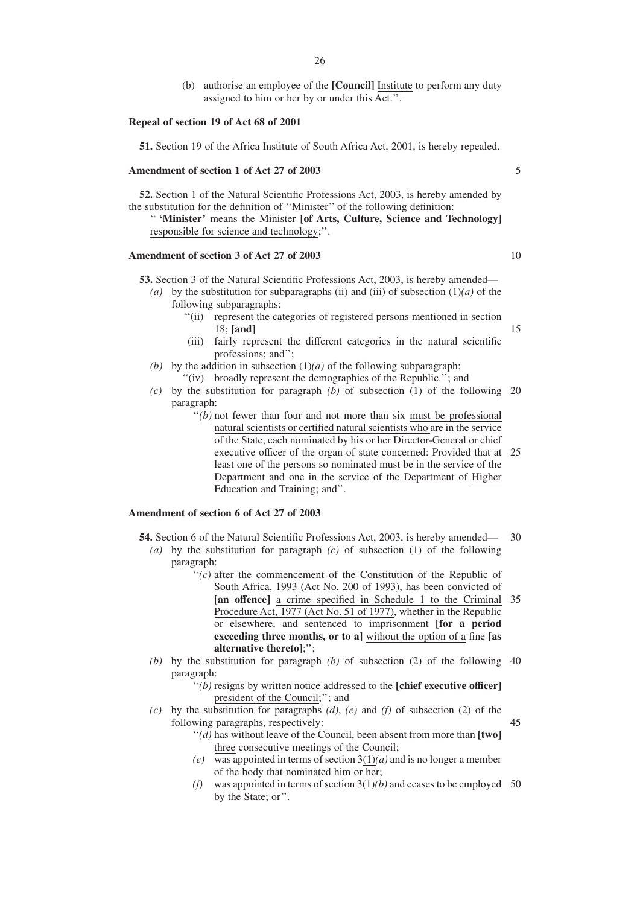(b) authorise an employee of the **[Council]** <u>Institute</u> to perform any duty assigned to him or her by or under this Act.''.

**Repeal of section 19 of Act 68 of 2001**

**51.** Section 19 of the Africa Institute of South Africa Act, 2001, is hereby repealed.

**Amendment of section 1 of Act 27 of 2003**

**52.** Section 1 of the Natural Scientific Professions Act, 2003, is hereby amended by the substitution for the definition of ''Minister'' of the following definition:

'' **'Minister'** means the Minister **[of Arts, Culture, Science and Technology]** <u>responsible for science and technology</u>;''.

**Amendment of section 3 of Act 27 of 2003**

**53.** Section 3 of the Natural Scientific Professions Act, 2003, is hereby amended—

*(a)* by the substitution for subparagraphs (ii) and (iii) of subsection (1)*(a)* of the following subparagraphs:

''(ii) represent the categories of registered persons mentioned in section 18; **[and]**

(iii) fairly represent the different categories in the natural scientific professions<u>; and</u>'';

*(b)* by the addition in subsection (1)*(a)* of the following subparagraph:

''<u>(iv) broadly represent the demographics of the Republic</u>.''; and

*(c)* by the substitution for paragraph *(b)* of subsection (1) of the following paragraph:

''*(b)* not fewer than four and not more than six <u>must be professional natural scientists or certified natural scientists who</u> are in the service of the State, each nominated by his or her Director-General or chief executive officer of the organ of state concerned: Provided that at least one of the persons so nominated must be in the service of the Department and one in the service of the Department of <u>Higher</u> Education <u>and Training</u>; and''.

**Amendment of section 6 of Act 27 of 2003**

**54.** Section 6 of the Natural Scientific Professions Act, 2003, is hereby amended—

*(a)* by the substitution for paragraph *(c)* of subsection (1) of the following paragraph:

''*(c)* after the commencement of the Constitution of the Republic of South Africa, 1993 (Act No. 200 of 1993), has been convicted of **[an offence]** <u>a crime specified in Schedule 1 to the Criminal Procedure Act, 1977 (Act No. 51 of 1977)</u>, whether in the Republic or elsewhere, and sentenced to imprisonment **[for a period exceeding three months, or to a]** <u>without the option of a</u> fine **[as alternative thereto]**;'';

*(b)* by the substitution for paragraph *(b)* of subsection (2) of the following paragraph:

''*(b)* resigns by written notice addressed to the **[chief executive officer]** <u>president of the Council</u>;''; and

*(c)* by the substitution for paragraphs *(d)*, *(e)* and *(f)* of subsection (2) of the following paragraphs, respectively:

''*(d)* has without leave of the Council, been absent from more than **[two]** <u>three</u> consecutive meetings of the Council;

*(e)* was appointed in terms of section 3<u>(1)</u>*(a)* and is no longer a member of the body that nominated him or her;

*(f)* was appointed in terms of section 3<u>(1)</u>*(b)* and ceases to be employed by the State; or''.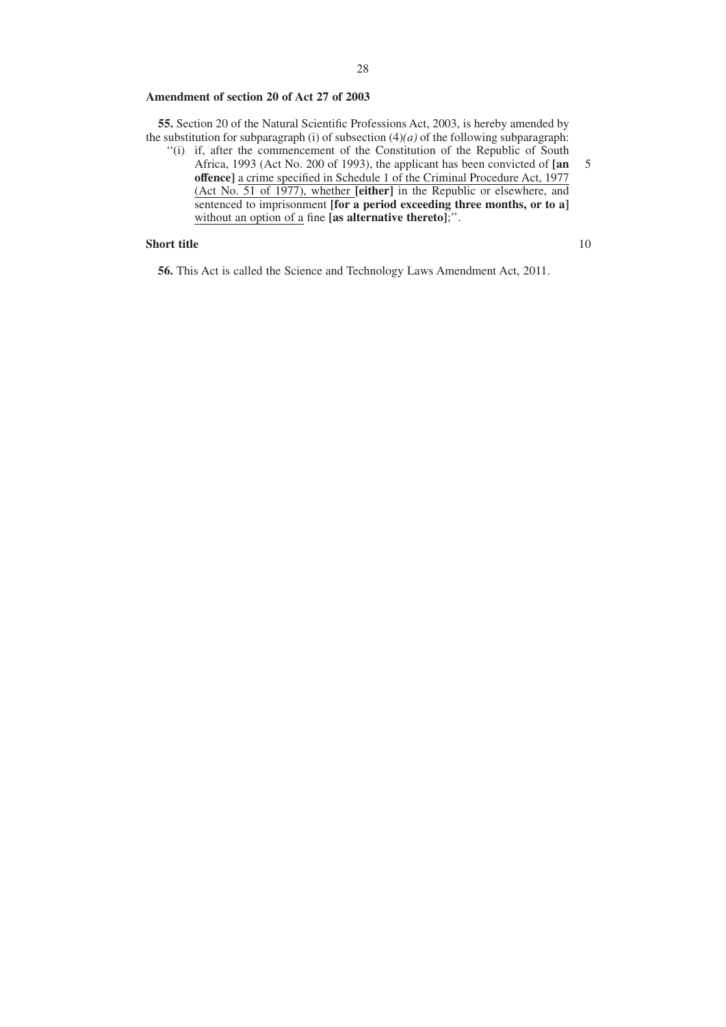**Amendment of section 20 of Act 27 of 2003**

**55.** Section 20 of the Natural Scientific Professions Act, 2003, is hereby amended by the substitution for subparagraph (i) of subsection (4)*(a)* of the following subparagraph:

''(i) if, after the commencement of the Constitution of the Republic of South Africa, 1993 (Act No. 200 of 1993), the applicant has been convicted of **[an offence]** <u>a crime specified in Schedule 1 of the Criminal Procedure Act, 1977 (Act No. 51 of 1977), whether</u> **[either]** in the Republic or elsewhere, and sentenced to imprisonment **[for a period exceeding three months, or to a]** <u>without an option of a</u> fine **[as alternative thereto]**;''.

**Short title**

**56.** This Act is called the Science and Technology Laws Amendment Act, 2011.